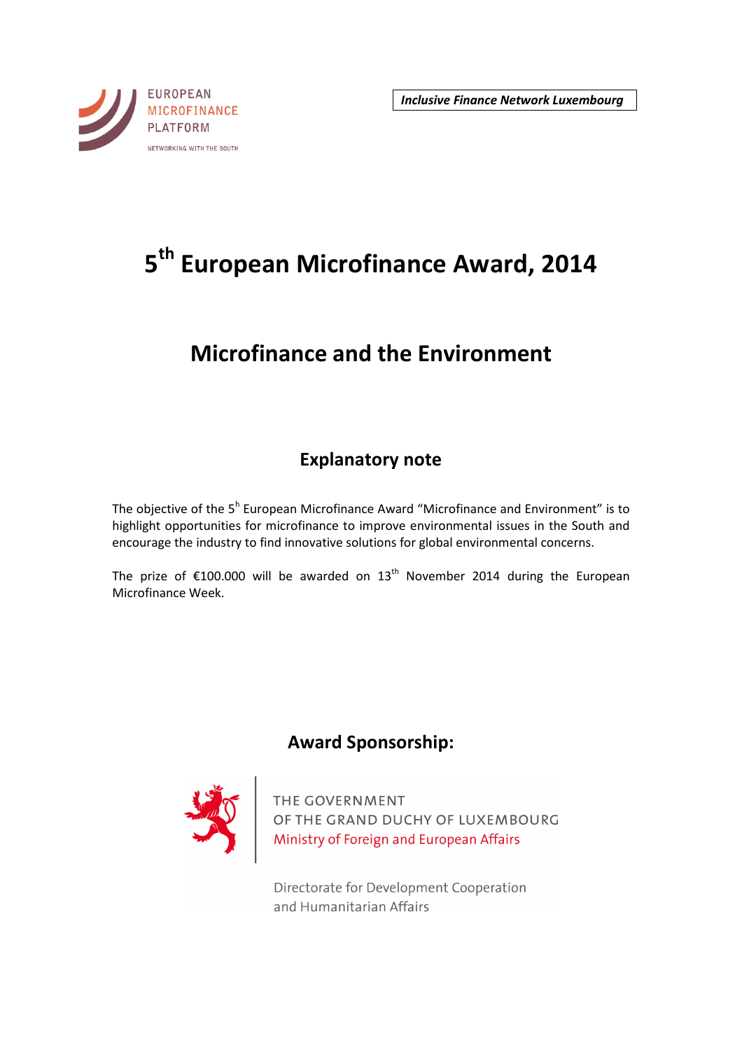EUROPEAN MICROFINANCE PLATFORM

NETWORKING WITH THE SOUTH

*Inclusive Finance Network Luxembourg*

# 5th European Microfinance Award, 2014

## Microfinance and the Environment

### Explanatory note

The objective of the 5h European Microfinance Award "Microfinance and Environment" is to highlight opportunities for microfinance to improve environmental issues in the South and encourage the industry to find innovative solutions for global environmental concerns.

The prize of €100.000 will be awarded on 13th November 2014 during the European Microfinance Week.

### Award Sponsorship:

THE GOVERNMENT
OF THE GRAND DUCHY OF LUXEMBOURG
Ministry of Foreign and European Affairs

Directorate for Development Cooperation
and Humanitarian Affairs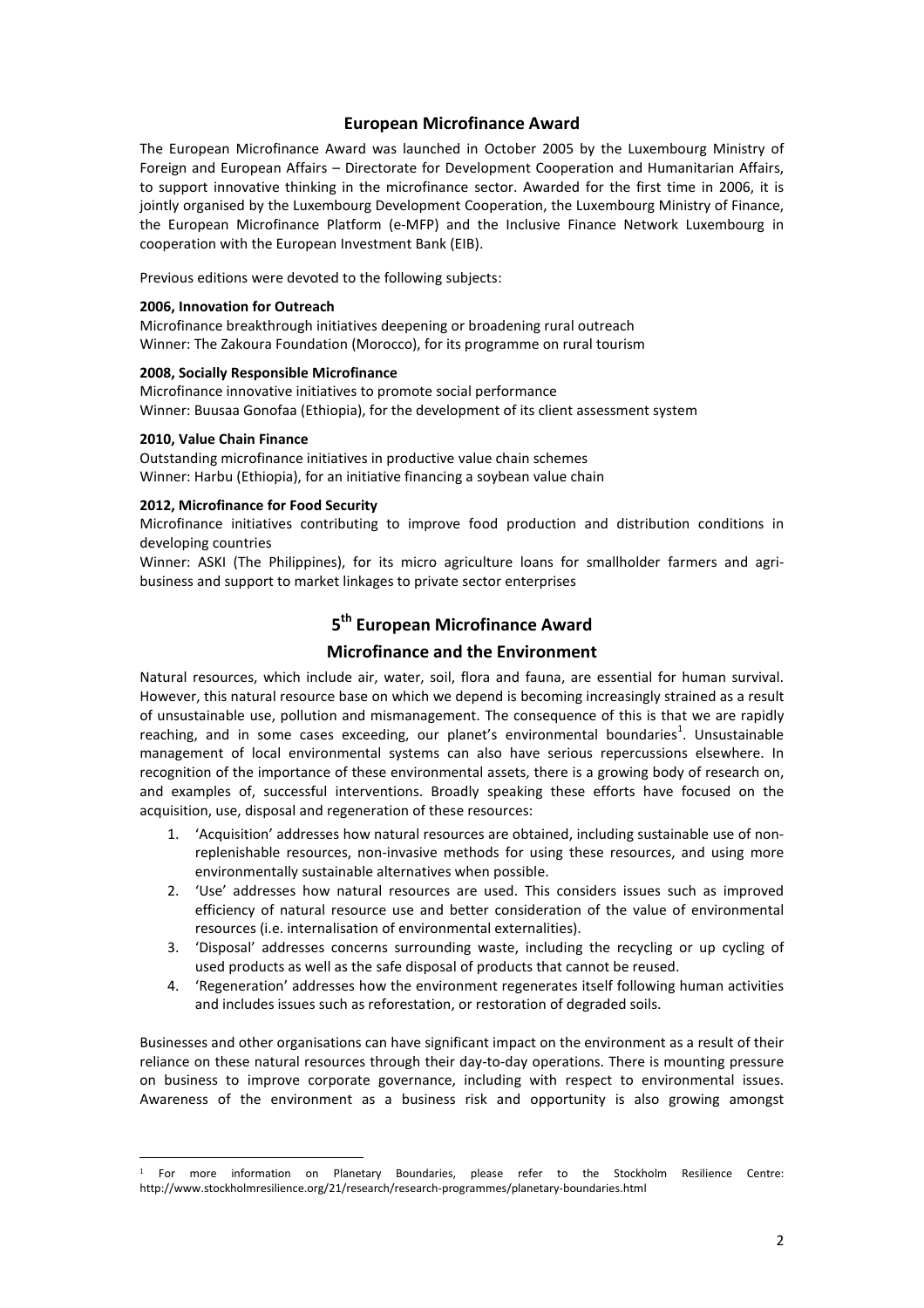## European Microfinance Award

The European Microfinance Award was launched in October 2005 by the Luxembourg Ministry of Foreign and European Affairs – Directorate for Development Cooperation and Humanitarian Affairs, to support innovative thinking in the microfinance sector. Awarded for the first time in 2006, it is jointly organised by the Luxembourg Development Cooperation, the Luxembourg Ministry of Finance, the European Microfinance Platform (e-MFP) and the Inclusive Finance Network Luxembourg in cooperation with the European Investment Bank (EIB).

Previous editions were devoted to the following subjects:

**2006, Innovation for Outreach**

Microfinance breakthrough initiatives deepening or broadening rural outreach
Winner: The Zakoura Foundation (Morocco), for its programme on rural tourism

**2008, Socially Responsible Microfinance**

Microfinance innovative initiatives to promote social performance
Winner: Buusaa Gonofaa (Ethiopia), for the development of its client assessment system

**2010, Value Chain Finance**

Outstanding microfinance initiatives in productive value chain schemes
Winner: Harbu (Ethiopia), for an initiative financing a soybean value chain

**2012, Microfinance for Food Security**

Microfinance initiatives contributing to improve food production and distribution conditions in developing countries
Winner: ASKI (The Philippines), for its micro agriculture loans for smallholder farmers and agri-business and support to market linkages to private sector enterprises

## 5th European Microfinance Award

### Microfinance and the Environment

Natural resources, which include air, water, soil, flora and fauna, are essential for human survival. However, this natural resource base on which we depend is becoming increasingly strained as a result of unsustainable use, pollution and mismanagement. The consequence of this is that we are rapidly reaching, and in some cases exceeding, our planet's environmental boundaries[1]. Unsustainable management of local environmental systems can also have serious repercussions elsewhere. In recognition of the importance of these environmental assets, there is a growing body of research on, and examples of, successful interventions. Broadly speaking these efforts have focused on the acquisition, use, disposal and regeneration of these resources:

1. 'Acquisition' addresses how natural resources are obtained, including sustainable use of non-replenishable resources, non-invasive methods for using these resources, and using more environmentally sustainable alternatives when possible.
2. 'Use' addresses how natural resources are used. This considers issues such as improved efficiency of natural resource use and better consideration of the value of environmental resources (i.e. internalisation of environmental externalities).
3. 'Disposal' addresses concerns surrounding waste, including the recycling or up cycling of used products as well as the safe disposal of products that cannot be reused.
4. 'Regeneration' addresses how the environment regenerates itself following human activities and includes issues such as reforestation, or restoration of degraded soils.

Businesses and other organisations can have significant impact on the environment as a result of their reliance on these natural resources through their day-to-day operations. There is mounting pressure on business to improve corporate governance, including with respect to environmental issues. Awareness of the environment as a business risk and opportunity is also growing amongst

[1] For more information on Planetary Boundaries, please refer to the Stockholm Resilience Centre: http://www.stockholmresilience.org/21/research/research-programmes/planetary-boundaries.html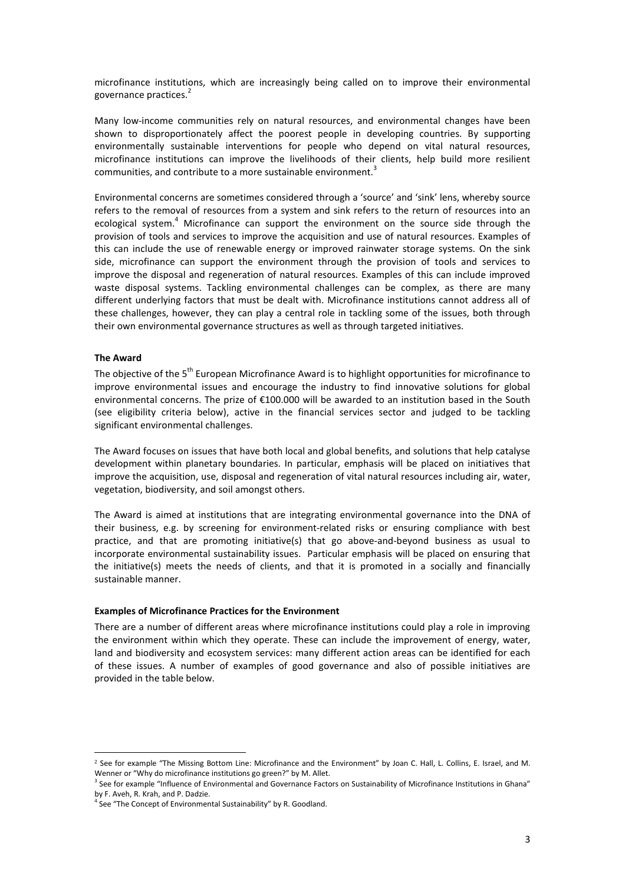microfinance institutions, which are increasingly being called on to improve their environmental governance practices.[2]

Many low-income communities rely on natural resources, and environmental changes have been shown to disproportionately affect the poorest people in developing countries. By supporting environmentally sustainable interventions for people who depend on vital natural resources, microfinance institutions can improve the livelihoods of their clients, help build more resilient communities, and contribute to a more sustainable environment.[3]

Environmental concerns are sometimes considered through a 'source' and 'sink' lens, whereby source refers to the removal of resources from a system and sink refers to the return of resources into an ecological system.[4] Microfinance can support the environment on the source side through the provision of tools and services to improve the acquisition and use of natural resources. Examples of this can include the use of renewable energy or improved rainwater storage systems. On the sink side, microfinance can support the environment through the provision of tools and services to improve the disposal and regeneration of natural resources. Examples of this can include improved waste disposal systems. Tackling environmental challenges can be complex, as there are many different underlying factors that must be dealt with. Microfinance institutions cannot address all of these challenges, however, they can play a central role in tackling some of the issues, both through their own environmental governance structures as well as through targeted initiatives.

**The Award**

The objective of the 5th European Microfinance Award is to highlight opportunities for microfinance to improve environmental issues and encourage the industry to find innovative solutions for global environmental concerns. The prize of €100.000 will be awarded to an institution based in the South (see eligibility criteria below), active in the financial services sector and judged to be tackling significant environmental challenges.

The Award focuses on issues that have both local and global benefits, and solutions that help catalyse development within planetary boundaries. In particular, emphasis will be placed on initiatives that improve the acquisition, use, disposal and regeneration of vital natural resources including air, water, vegetation, biodiversity, and soil amongst others.

The Award is aimed at institutions that are integrating environmental governance into the DNA of their business, e.g. by screening for environment-related risks or ensuring compliance with best practice, and that are promoting initiative(s) that go above-and-beyond business as usual to incorporate environmental sustainability issues. Particular emphasis will be placed on ensuring that the initiative(s) meets the needs of clients, and that it is promoted in a socially and financially sustainable manner.

**Examples of Microfinance Practices for the Environment**

There are a number of different areas where microfinance institutions could play a role in improving the environment within which they operate. These can include the improvement of energy, water, land and biodiversity and ecosystem services: many different action areas can be identified for each of these issues. A number of examples of good governance and also of possible initiatives are provided in the table below.

---

[2] See for example "The Missing Bottom Line: Microfinance and the Environment" by Joan C. Hall, L. Collins, E. Israel, and M. Wenner or "Why do microfinance institutions go green?" by M. Allet.

[3] See for example "Influence of Environmental and Governance Factors on Sustainability of Microfinance Institutions in Ghana" by F. Aveh, R. Krah, and P. Dadzie.

[4] See "The Concept of Environmental Sustainability" by R. Goodland.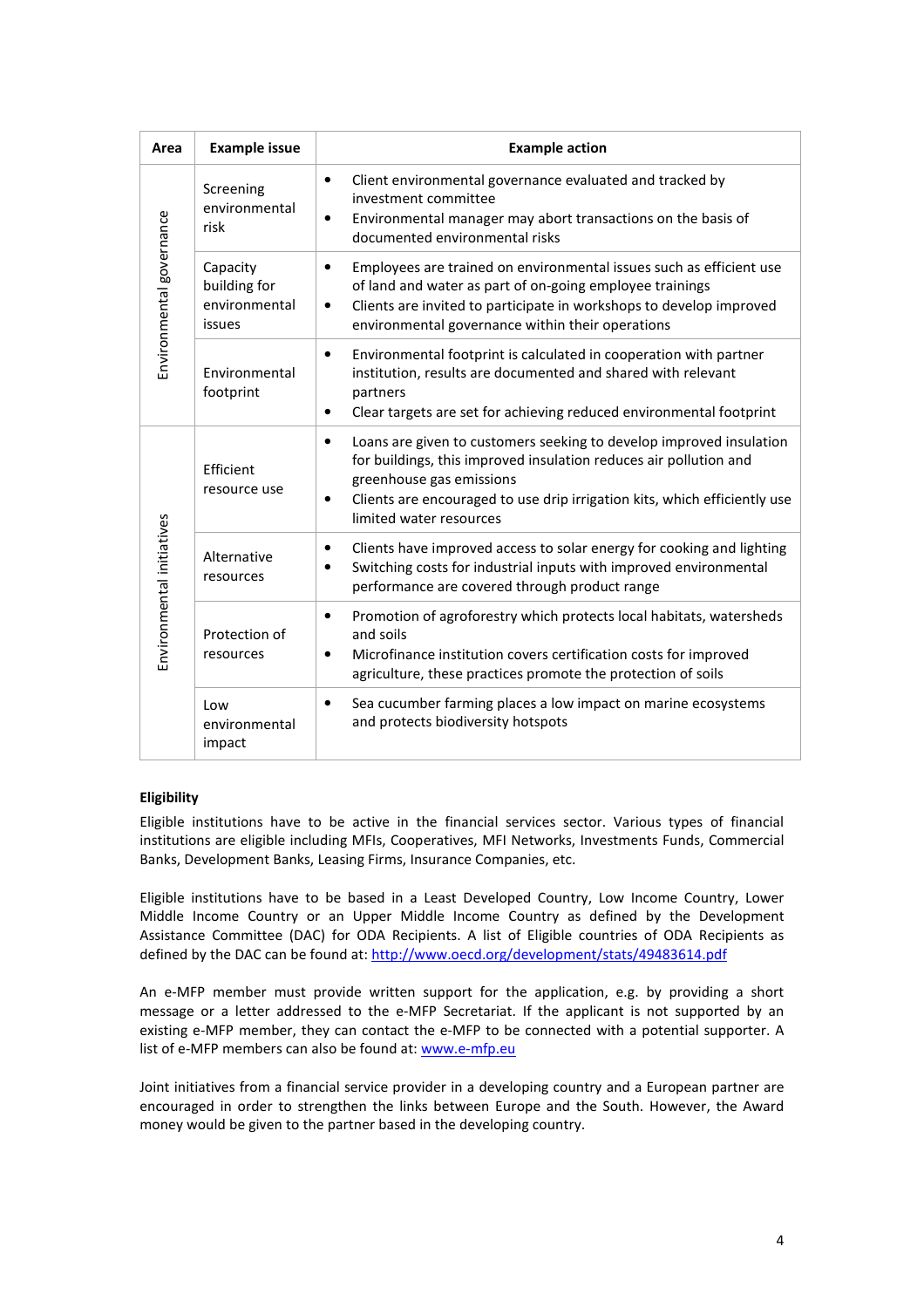| Area | Example issue | Example action |
|---|---|---|
| Environmental governance | Screening environmental risk | • Client environmental governance evaluated and tracked by investment committee<br>• Environmental manager may abort transactions on the basis of documented environmental risks |
| | Capacity building for environmental issues | • Employees are trained on environmental issues such as efficient use of land and water as part of on-going employee trainings<br>• Clients are invited to participate in workshops to develop improved environmental governance within their operations |
| | Environmental footprint | • Environmental footprint is calculated in cooperation with partner institution, results are documented and shared with relevant partners<br>• Clear targets are set for achieving reduced environmental footprint |
| Environmental initiatives | Efficient resource use | • Loans are given to customers seeking to develop improved insulation for buildings, this improved insulation reduces air pollution and greenhouse gas emissions<br>• Clients are encouraged to use drip irrigation kits, which efficiently use limited water resources |
| | Alternative resources | • Clients have improved access to solar energy for cooking and lighting<br>• Switching costs for industrial inputs with improved environmental performance are covered through product range |
| | Protection of resources | • Promotion of agroforestry which protects local habitats, watersheds and soils<br>• Microfinance institution covers certification costs for improved agriculture, these practices promote the protection of soils |
| | Low environmental impact | • Sea cucumber farming places a low impact on marine ecosystems and protects biodiversity hotspots |

**Eligibility**

Eligible institutions have to be active in the financial services sector. Various types of financial institutions are eligible including MFIs, Cooperatives, MFI Networks, Investments Funds, Commercial Banks, Development Banks, Leasing Firms, Insurance Companies, etc.

Eligible institutions have to be based in a Least Developed Country, Low Income Country, Lower Middle Income Country or an Upper Middle Income Country as defined by the Development Assistance Committee (DAC) for ODA Recipients. A list of Eligible countries of ODA Recipients as defined by the DAC can be found at: http://www.oecd.org/development/stats/49483614.pdf

An e-MFP member must provide written support for the application, e.g. by providing a short message or a letter addressed to the e-MFP Secretariat. If the applicant is not supported by an existing e-MFP member, they can contact the e-MFP to be connected with a potential supporter. A list of e-MFP members can also be found at: www.e-mfp.eu

Joint initiatives from a financial service provider in a developing country and a European partner are encouraged in order to strengthen the links between Europe and the South. However, the Award money would be given to the partner based in the developing country.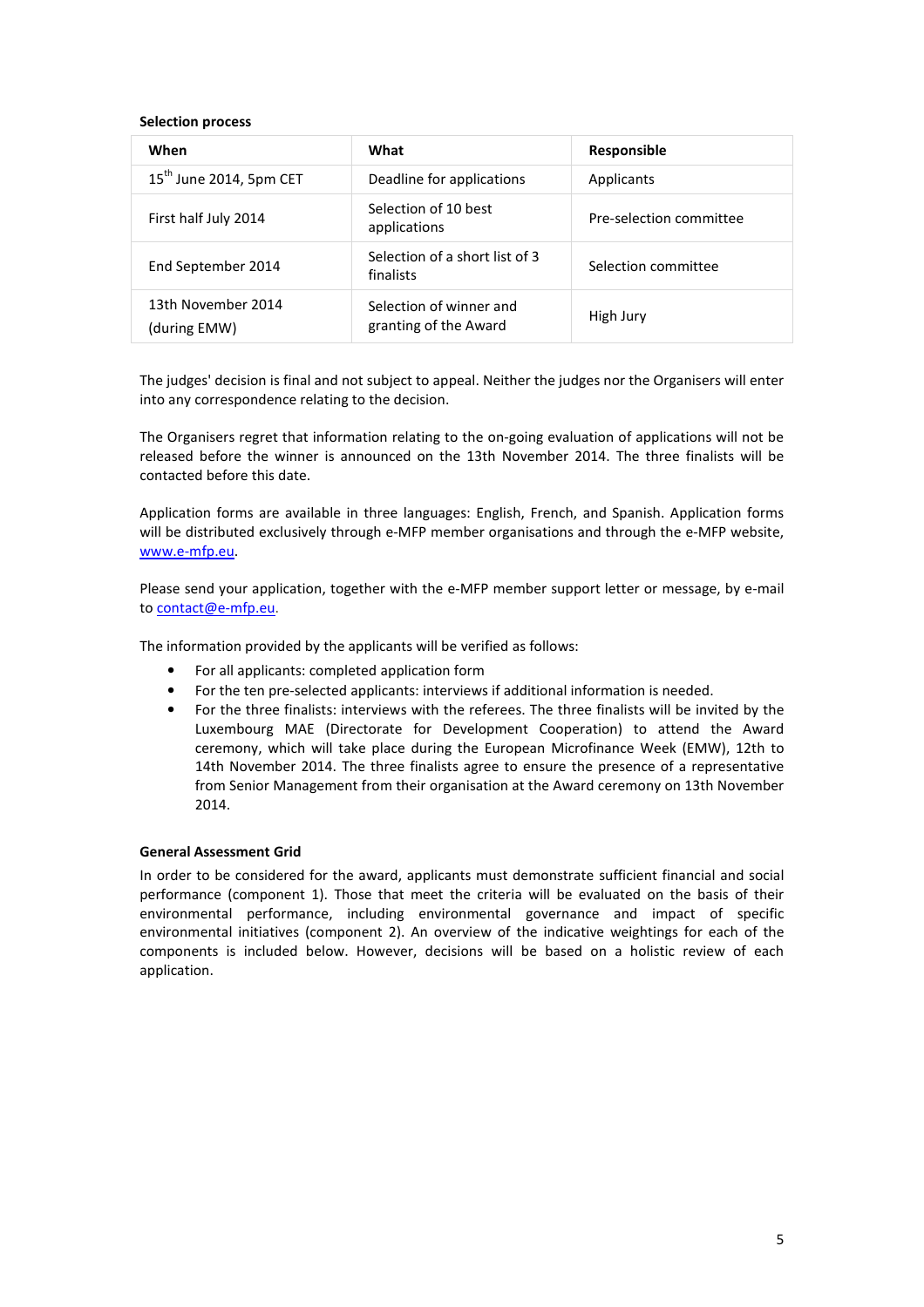**Selection process**

| When | What | Responsible |
| --- | --- | --- |
| 15th June 2014, 5pm CET | Deadline for applications | Applicants |
| First half July 2014 | Selection of 10 best applications | Pre-selection committee |
| End September 2014 | Selection of a short list of 3 finalists | Selection committee |
| 13th November 2014 (during EMW) | Selection of winner and granting of the Award | High Jury |

The judges' decision is final and not subject to appeal. Neither the judges nor the Organisers will enter into any correspondence relating to the decision.

The Organisers regret that information relating to the on-going evaluation of applications will not be released before the winner is announced on the 13th November 2014. The three finalists will be contacted before this date.

Application forms are available in three languages: English, French, and Spanish. Application forms will be distributed exclusively through e-MFP member organisations and through the e-MFP website, www.e-mfp.eu.

Please send your application, together with the e-MFP member support letter or message, by e-mail to contact@e-mfp.eu.

The information provided by the applicants will be verified as follows:

- For all applicants: completed application form
- For the ten pre-selected applicants: interviews if additional information is needed.
- For the three finalists: interviews with the referees. The three finalists will be invited by the Luxembourg MAE (Directorate for Development Cooperation) to attend the Award ceremony, which will take place during the European Microfinance Week (EMW), 12th to 14th November 2014. The three finalists agree to ensure the presence of a representative from Senior Management from their organisation at the Award ceremony on 13th November 2014.

**General Assessment Grid**

In order to be considered for the award, applicants must demonstrate sufficient financial and social performance (component 1). Those that meet the criteria will be evaluated on the basis of their environmental performance, including environmental governance and impact of specific environmental initiatives (component 2). An overview of the indicative weightings for each of the components is included below. However, decisions will be based on a holistic review of each application.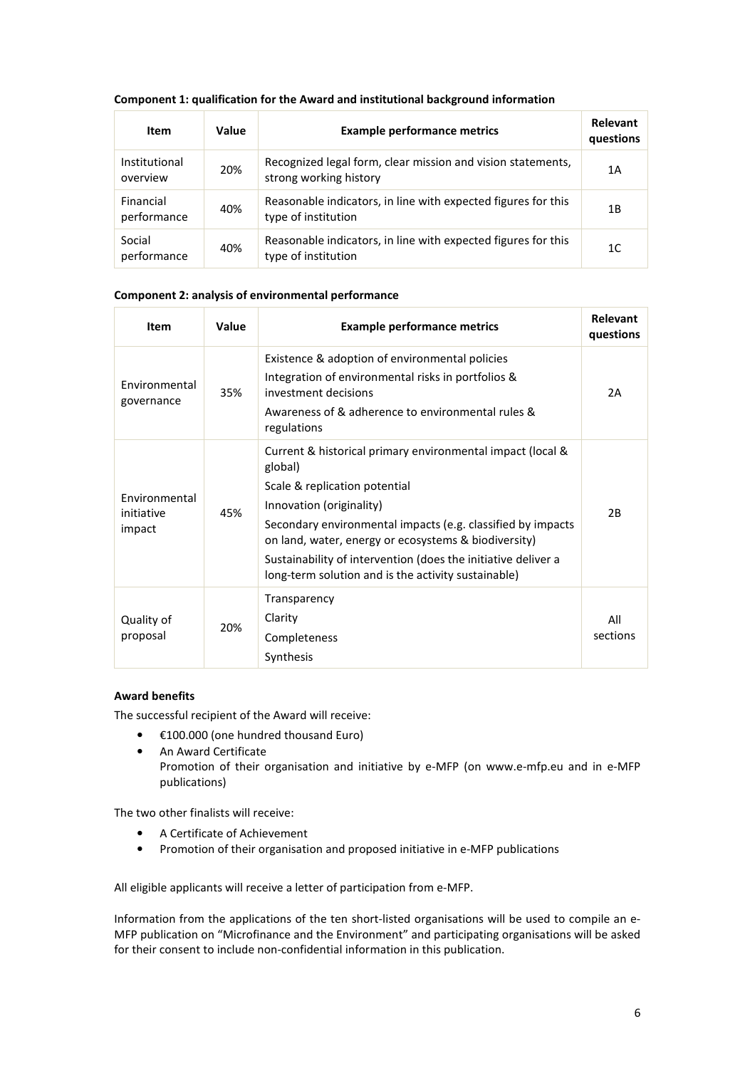**Component 1: qualification for the Award and institutional background information**

| Item | Value | Example performance metrics | Relevant questions |
|---|---|---|---|
| Institutional overview | 20% | Recognized legal form, clear mission and vision statements, strong working history | 1A |
| Financial performance | 40% | Reasonable indicators, in line with expected figures for this type of institution | 1B |
| Social performance | 40% | Reasonable indicators, in line with expected figures for this type of institution | 1C |

**Component 2: analysis of environmental performance**

| Item | Value | Example performance metrics | Relevant questions |
|---|---|---|---|
| Environmental governance | 35% | Existence & adoption of environmental policies<br>Integration of environmental risks in portfolios & investment decisions<br>Awareness of & adherence to environmental rules & regulations | 2A |
| Environmental initiative impact | 45% | Current & historical primary environmental impact (local & global)<br>Scale & replication potential<br>Innovation (originality)<br>Secondary environmental impacts (e.g. classified by impacts on land, water, energy or ecosystems & biodiversity)<br>Sustainability of intervention (does the initiative deliver a long-term solution and is the activity sustainable) | 2B |
| Quality of proposal | 20% | Transparency<br>Clarity<br>Completeness<br>Synthesis | All sections |

**Award benefits**

The successful recipient of the Award will receive:

- €100.000 (one hundred thousand Euro)
- An Award Certificate
  Promotion of their organisation and initiative by e-MFP (on www.e-mfp.eu and in e-MFP publications)

The two other finalists will receive:

- A Certificate of Achievement
- Promotion of their organisation and proposed initiative in e-MFP publications

All eligible applicants will receive a letter of participation from e-MFP.

Information from the applications of the ten short-listed organisations will be used to compile an e-MFP publication on "Microfinance and the Environment" and participating organisations will be asked for their consent to include non-confidential information in this publication.